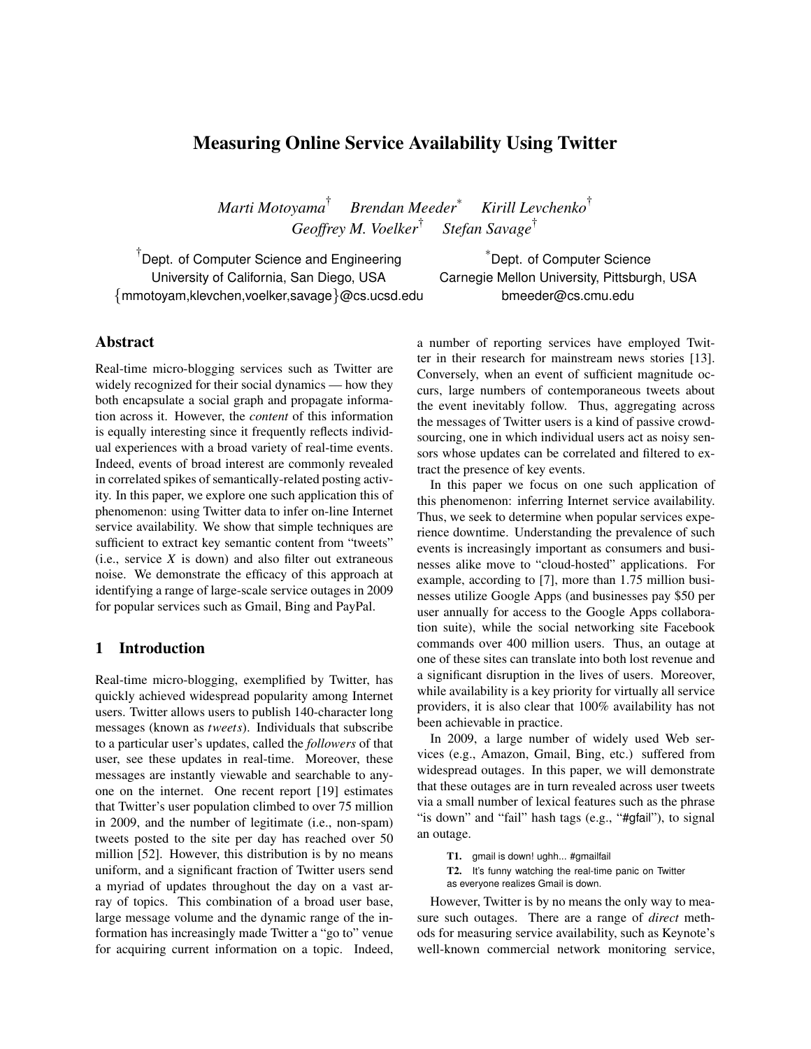# Measuring Online Service Availability Using Twitter

*Marti Motoyama*[†] *Brendan Meeder*[*] *Kirill Levchenko*[†] *Geoffrey M. Voelker*[†] *Stefan Savage*[†]

[†]Dept. of Computer Science and Engineering
University of California, San Diego, USA
{mmotoyam,klevchen,voelker,savage}@cs.ucsd.edu

[*]Dept. of Computer Science
Carnegie Mellon University, Pittsburgh, USA
bmeeder@cs.cmu.edu

## Abstract

Real-time micro-blogging services such as Twitter are widely recognized for their social dynamics — how they both encapsulate a social graph and propagate information across it. However, the *content* of this information is equally interesting since it frequently reflects individual experiences with a broad variety of real-time events. Indeed, events of broad interest are commonly revealed in correlated spikes of semantically-related posting activity. In this paper, we explore one such application this of phenomenon: using Twitter data to infer on-line Internet service availability. We show that simple techniques are sufficient to extract key semantic content from "tweets" (i.e., service *X* is down) and also filter out extraneous noise. We demonstrate the efficacy of this approach at identifying a range of large-scale service outages in 2009 for popular services such as Gmail, Bing and PayPal.

## 1 Introduction

Real-time micro-blogging, exemplified by Twitter, has quickly achieved widespread popularity among Internet users. Twitter allows users to publish 140-character long messages (known as *tweets*). Individuals that subscribe to a particular user's updates, called the *followers* of that user, see these updates in real-time. Moreover, these messages are instantly viewable and searchable to anyone on the internet. One recent report [19] estimates that Twitter's user population climbed to over 75 million in 2009, and the number of legitimate (i.e., non-spam) tweets posted to the site per day has reached over 50 million [52]. However, this distribution is by no means uniform, and a significant fraction of Twitter users send a myriad of updates throughout the day on a vast array of topics. This combination of a broad user base, large message volume and the dynamic range of the information has increasingly made Twitter a "go to" venue for acquiring current information on a topic. Indeed, a number of reporting services have employed Twitter in their research for mainstream news stories [13]. Conversely, when an event of sufficient magnitude occurs, large numbers of contemporaneous tweets about the event inevitably follow. Thus, aggregating across the messages of Twitter users is a kind of passive crowd-sourcing, one in which individual users act as noisy sensors whose updates can be correlated and filtered to extract the presence of key events.

In this paper we focus on one such application of this phenomenon: inferring Internet service availability. Thus, we seek to determine when popular services experience downtime. Understanding the prevalence of such events is increasingly important as consumers and businesses alike move to "cloud-hosted" applications. For example, according to [7], more than 1.75 million businesses utilize Google Apps (and businesses pay $50 per user annually for access to the Google Apps collaboration suite), while the social networking site Facebook commands over 400 million users. Thus, an outage at one of these sites can translate into both lost revenue and a significant disruption in the lives of users. Moreover, while availability is a key priority for virtually all service providers, it is also clear that 100% availability has not been achievable in practice.

In 2009, a large number of widely used Web services (e.g., Amazon, Gmail, Bing, etc.) suffered from widespread outages. In this paper, we will demonstrate that these outages are in turn revealed across user tweets via a small number of lexical features such as the phrase "is down" and "fail" hash tags (e.g., "#gfail"), to signal an outage.

**T1.** gmail is down! ughh... #gmailfail

**T2.** It's funny watching the real-time panic on Twitter as everyone realizes Gmail is down.

However, Twitter is by no means the only way to measure such outages. There are a range of *direct* methods for measuring service availability, such as Keynote's well-known commercial network monitoring service,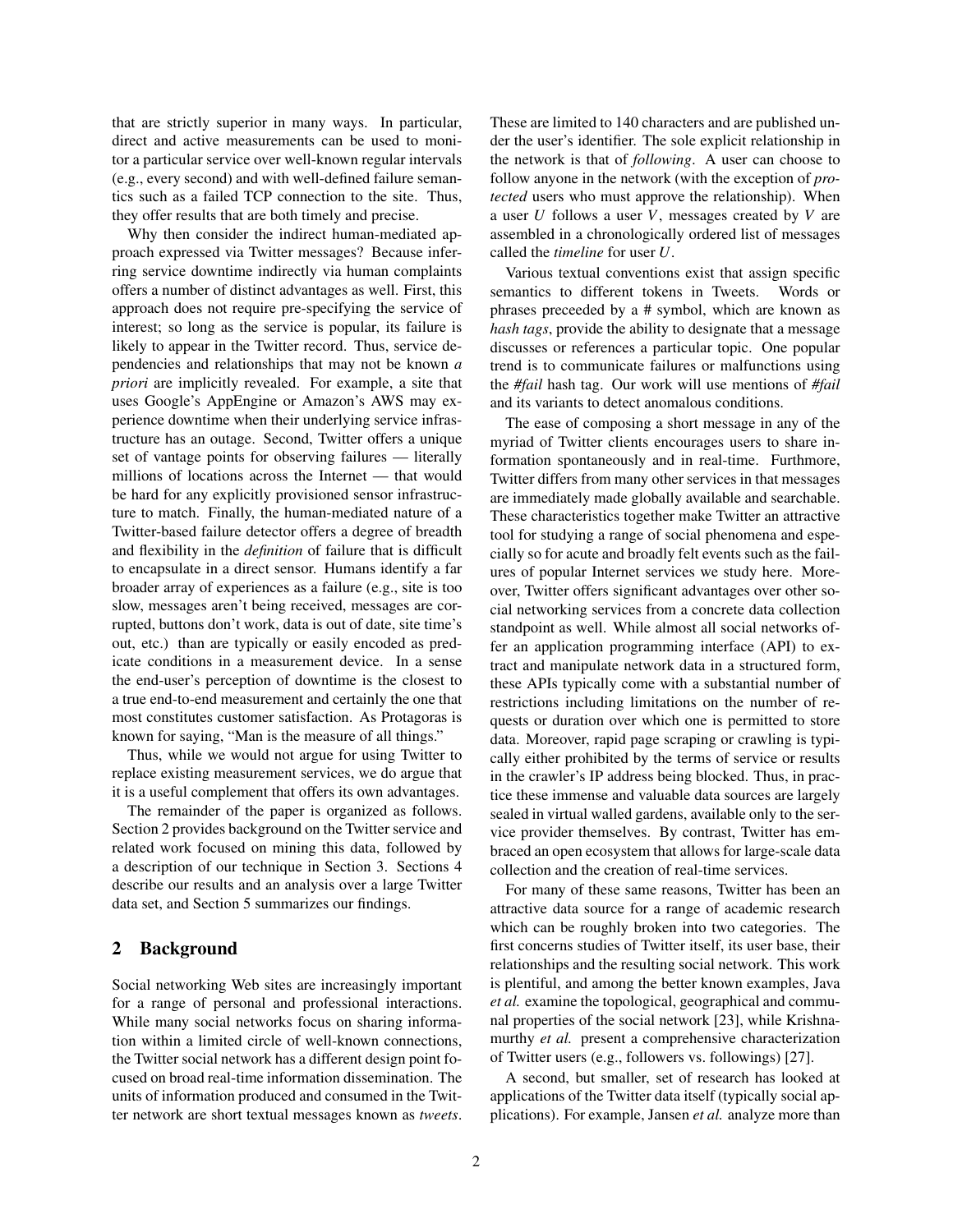that are strictly superior in many ways. In particular, direct and active measurements can be used to monitor a particular service over well-known regular intervals (e.g., every second) and with well-defined failure semantics such as a failed TCP connection to the site. Thus, they offer results that are both timely and precise.

Why then consider the indirect human-mediated approach expressed via Twitter messages? Because inferring service downtime indirectly via human complaints offers a number of distinct advantages as well. First, this approach does not require pre-specifying the service of interest; so long as the service is popular, its failure is likely to appear in the Twitter record. Thus, service dependencies and relationships that may not be known *a priori* are implicitly revealed. For example, a site that uses Google's AppEngine or Amazon's AWS may experience downtime when their underlying service infrastructure has an outage. Second, Twitter offers a unique set of vantage points for observing failures — literally millions of locations across the Internet — that would be hard for any explicitly provisioned sensor infrastructure to match. Finally, the human-mediated nature of a Twitter-based failure detector offers a degree of breadth and flexibility in the *definition* of failure that is difficult to encapsulate in a direct sensor. Humans identify a far broader array of experiences as a failure (e.g., site is too slow, messages aren't being received, messages are corrupted, buttons don't work, data is out of date, site time's out, etc.) than are typically or easily encoded as predicate conditions in a measurement device. In a sense the end-user's perception of downtime is the closest to a true end-to-end measurement and certainly the one that most constitutes customer satisfaction. As Protagoras is known for saying, "Man is the measure of all things."

Thus, while we would not argue for using Twitter to replace existing measurement services, we do argue that it is a useful complement that offers its own advantages.

The remainder of the paper is organized as follows. Section 2 provides background on the Twitter service and related work focused on mining this data, followed by a description of our technique in Section 3. Sections 4 describe our results and an analysis over a large Twitter data set, and Section 5 summarizes our findings.

## 2 Background

Social networking Web sites are increasingly important for a range of personal and professional interactions. While many social networks focus on sharing information within a limited circle of well-known connections, the Twitter social network has a different design point focused on broad real-time information dissemination. The units of information produced and consumed in the Twitter network are short textual messages known as *tweets*. These are limited to 140 characters and are published under the user's identifier. The sole explicit relationship in the network is that of *following*. A user can choose to follow anyone in the network (with the exception of *protected* users who must approve the relationship). When a user $U$ follows a user $V$, messages created by $V$ are assembled in a chronologically ordered list of messages called the *timeline* for user $U$.

Various textual conventions exist that assign specific semantics to different tokens in Tweets. Words or phrases preceeded by a # symbol, which are known as *hash tags*, provide the ability to designate that a message discusses or references a particular topic. One popular trend is to communicate failures or malfunctions using the *#fail* hash tag. Our work will use mentions of *#fail* and its variants to detect anomalous conditions.

The ease of composing a short message in any of the myriad of Twitter clients encourages users to share information spontaneously and in real-time. Furthmore, Twitter differs from many other services in that messages are immediately made globally available and searchable. These characteristics together make Twitter an attractive tool for studying a range of social phenomena and especially so for acute and broadly felt events such as the failures of popular Internet services we study here. Moreover, Twitter offers significant advantages over other social networking services from a concrete data collection standpoint as well. While almost all social networks offer an application programming interface (API) to extract and manipulate network data in a structured form, these APIs typically come with a substantial number of restrictions including limitations on the number of requests or duration over which one is permitted to store data. Moreover, rapid page scraping or crawling is typically either prohibited by the terms of service or results in the crawler's IP address being blocked. Thus, in practice these immense and valuable data sources are largely sealed in virtual walled gardens, available only to the service provider themselves. By contrast, Twitter has embraced an open ecosystem that allows for large-scale data collection and the creation of real-time services.

For many of these same reasons, Twitter has been an attractive data source for a range of academic research which can be roughly broken into two categories. The first concerns studies of Twitter itself, its user base, their relationships and the resulting social network. This work is plentiful, and among the better known examples, Java *et al.* examine the topological, geographical and communal properties of the social network [23], while Krishnamurthy *et al.* present a comprehensive characterization of Twitter users (e.g., followers vs. followings) [27].

A second, but smaller, set of research has looked at applications of the Twitter data itself (typically social applications). For example, Jansen *et al.* analyze more than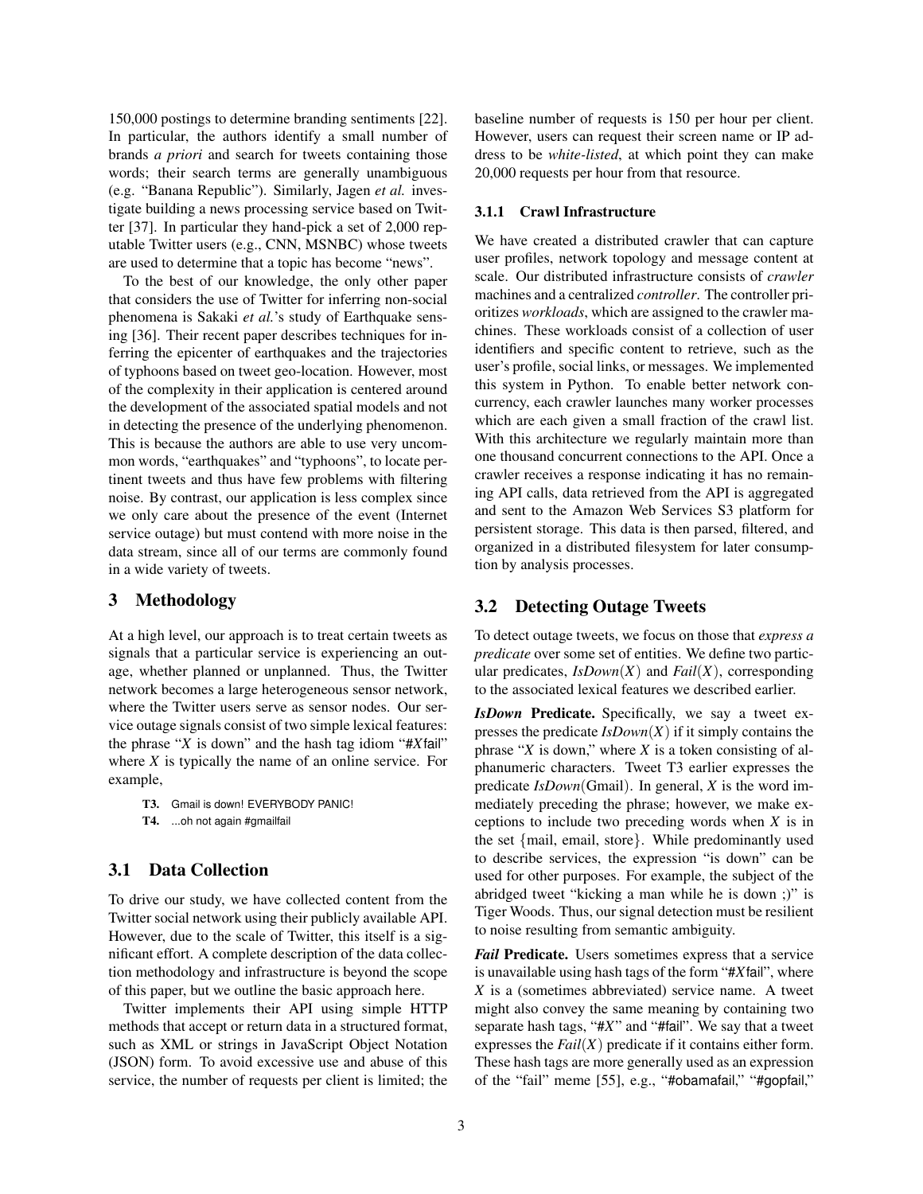150,000 postings to determine branding sentiments [22]. In particular, the authors identify a small number of brands *a priori* and search for tweets containing those words; their search terms are generally unambiguous (e.g. "Banana Republic"). Similarly, Jagen *et al.* investigate building a news processing service based on Twitter [37]. In particular they hand-pick a set of 2,000 reputable Twitter users (e.g., CNN, MSNBC) whose tweets are used to determine that a topic has become "news".

To the best of our knowledge, the only other paper that considers the use of Twitter for inferring non-social phenomena is Sakaki *et al.*'s study of Earthquake sensing [36]. Their recent paper describes techniques for inferring the epicenter of earthquakes and the trajectories of typhoons based on tweet geo-location. However, most of the complexity in their application is centered around the development of the associated spatial models and not in detecting the presence of the underlying phenomenon. This is because the authors are able to use very uncommon words, "earthquakes" and "typhoons", to locate pertinent tweets and thus have few problems with filtering noise. By contrast, our application is less complex since we only care about the presence of the event (Internet service outage) but must contend with more noise in the data stream, since all of our terms are commonly found in a wide variety of tweets.

## 3 Methodology

At a high level, our approach is to treat certain tweets as signals that a particular service is experiencing an outage, whether planned or unplanned. Thus, the Twitter network becomes a large heterogeneous sensor network, where the Twitter users serve as sensor nodes. Our service outage signals consist of two simple lexical features: the phrase "$X$ is down" and the hash tag idiom "#$X$fail" where $X$ is typically the name of an online service. For example,

**T3.** Gmail is down! EVERYBODY PANIC!

**T4.** ...oh not again #gmailfail

### 3.1 Data Collection

To drive our study, we have collected content from the Twitter social network using their publicly available API. However, due to the scale of Twitter, this itself is a significant effort. A complete description of the data collection methodology and infrastructure is beyond the scope of this paper, but we outline the basic approach here.

Twitter implements their API using simple HTTP methods that accept or return data in a structured format, such as XML or strings in JavaScript Object Notation (JSON) form. To avoid excessive use and abuse of this service, the number of requests per client is limited; the baseline number of requests is 150 per hour per client. However, users can request their screen name or IP address to be *white-listed*, at which point they can make 20,000 requests per hour from that resource.

#### 3.1.1 Crawl Infrastructure

We have created a distributed crawler that can capture user profiles, network topology and message content at scale. Our distributed infrastructure consists of *crawler* machines and a centralized *controller*. The controller prioritizes *workloads*, which are assigned to the crawler machines. These workloads consist of a collection of user identifiers and specific content to retrieve, such as the user's profile, social links, or messages. We implemented this system in Python. To enable better network concurrency, each crawler launches many worker processes which are each given a small fraction of the crawl list. With this architecture we regularly maintain more than one thousand concurrent connections to the API. Once a crawler receives a response indicating it has no remaining API calls, data retrieved from the API is aggregated and sent to the Amazon Web Services S3 platform for persistent storage. This data is then parsed, filtered, and organized in a distributed filesystem for later consumption by analysis processes.

### 3.2 Detecting Outage Tweets

To detect outage tweets, we focus on those that *express a predicate* over some set of entities. We define two particular predicates, $IsDown(X)$ and $Fail(X)$, corresponding to the associated lexical features we described earlier.

***IsDown* Predicate.** Specifically, we say a tweet expresses the predicate $IsDown(X)$ if it simply contains the phrase "$X$ is down," where $X$ is a token consisting of alphanumeric characters. Tweet T3 earlier expresses the predicate $IsDown$(Gmail). In general, $X$ is the word immediately preceding the phrase; however, we make exceptions to include two preceding words when $X$ is in the set {mail, email, store}. While predominantly used to describe services, the expression "is down" can be used for other purposes. For example, the subject of the abridged tweet "kicking a man while he is down ;)" is Tiger Woods. Thus, our signal detection must be resilient to noise resulting from semantic ambiguity.

***Fail* Predicate.** Users sometimes express that a service is unavailable using hash tags of the form "#$X$fail", where $X$ is a (sometimes abbreviated) service name. A tweet might also convey the same meaning by containing two separate hash tags, "#$X$" and "#fail". We say that a tweet expresses the $Fail(X)$ predicate if it contains either form. These hash tags are more generally used as an expression of the "fail" meme [55], e.g., "#obamafail," "#gopfail,"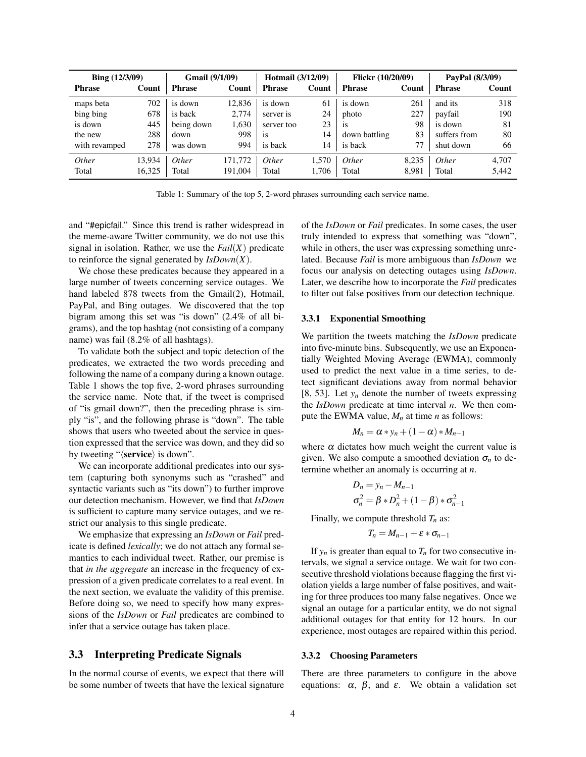| Bing (12/3/09) | | Gmail (9/1/09) | | Hotmail (3/12/09) | | Flickr (10/20/09) | | PayPal (8/3/09) | |
|---|---|---|---|---|---|---|---|---|---|
| **Phrase** | **Count** | **Phrase** | **Count** | **Phrase** | **Count** | **Phrase** | **Count** | **Phrase** | **Count** |
| maps beta | 702 | is down | 12,836 | is down | 61 | is down | 261 | and its | 318 |
| bing bing | 678 | is back | 2,774 | server is | 24 | photo | 227 | payfail | 190 |
| is down | 445 | being down | 1,630 | server too | 23 | is | 98 | is down | 81 |
| the new | 288 | down | 998 | is | 14 | down battling | 83 | suffers from | 80 |
| with revamped | 278 | was down | 994 | is back | 14 | is back | 77 | shut down | 66 |
| *Other* | 13,934 | *Other* | 171,772 | *Other* | 1,570 | *Other* | 8,235 | *Other* | 4,707 |
| Total | 16,325 | Total | 191,004 | Total | 1,706 | Total | 8,981 | Total | 5,442 |

Table 1: Summary of the top 5, 2-word phrases surrounding each service name.

and "#epicfail." Since this trend is rather widespread in the meme-aware Twitter community, we do not use this signal in isolation. Rather, we use the *Fail*($X$) predicate to reinforce the signal generated by *IsDown*($X$).

We chose these predicates because they appeared in a large number of tweets concerning service outages. We hand labeled 878 tweets from the Gmail(2), Hotmail, PayPal, and Bing outages. We discovered that the top bigram among this set was "is down" (2.4% of all bigrams), and the top hashtag (not consisting of a company name) was fail (8.2% of all hashtags).

To validate both the subject and topic detection of the predicates, we extracted the two words preceding and following the name of a company during a known outage. Table 1 shows the top five, 2-word phrases surrounding the service name. Note that, if the tweet is comprised of "is gmail down?", then the preceding phrase is simply "is", and the following phrase is "down". The table shows that users who tweeted about the service in question expressed that the service was down, and they did so by tweeting "⟨**service**⟩ is down".

We can incorporate additional predicates into our system (capturing both synonyms such as "crashed" and syntactic variants such as "its down") to further improve our detection mechanism. However, we find that *IsDown* is sufficient to capture many service outages, and we restrict our analysis to this single predicate.

We emphasize that expressing an *IsDown* or *Fail* predicate is defined *lexically*; we do not attach any formal semantics to each individual tweet. Rather, our premise is that *in the aggregate* an increase in the frequency of expression of a given predicate correlates to a real event. In the next section, we evaluate the validity of this premise. Before doing so, we need to specify how many expressions of the *IsDown* or *Fail* predicates are combined to infer that a service outage has taken place.

## 3.3 Interpreting Predicate Signals

In the normal course of events, we expect that there will be some number of tweets that have the lexical signature of the *IsDown* or *Fail* predicates. In some cases, the user truly intended to express that something was "down", while in others, the user was expressing something unrelated. Because *Fail* is more ambiguous than *IsDown* we focus our analysis on detecting outages using *IsDown*. Later, we describe how to incorporate the *Fail* predicates to filter out false positives from our detection technique.

### 3.3.1 Exponential Smoothing

We partition the tweets matching the *IsDown* predicate into five-minute bins. Subsequently, we use an Exponentially Weighted Moving Average (EWMA), commonly used to predict the next value in a time series, to detect significant deviations away from normal behavior [8, 53]. Let $y_n$ denote the number of tweets expressing the *IsDown* predicate at time interval $n$. We then compute the EWMA value, $M_n$ at time $n$ as follows:

$$M_n = \alpha * y_n + (1-\alpha) * M_{n-1}$$

where $\alpha$ dictates how much weight the current value is given. We also compute a smoothed deviation $\sigma_n$ to determine whether an anomaly is occurring at $n$.

$$D_n = y_n - M_{n-1}$$
$$\sigma_n^2 = \beta * D_n^2 + (1-\beta) * \sigma_{n-1}^2$$

Finally, we compute threshold $T_n$ as:

$$T_n = M_{n-1} + \varepsilon * \sigma_{n-1}$$

If $y_n$ is greater than equal to $T_n$ for two consecutive intervals, we signal a service outage. We wait for two consecutive threshold violations because flagging the first violation yields a large number of false positives, and waiting for three produces too many false negatives. Once we signal an outage for a particular entity, we do not signal additional outages for that entity for 12 hours. In our experience, most outages are repaired within this period.

### 3.3.2 Choosing Parameters

There are three parameters to configure in the above equations: $\alpha$, $\beta$, and $\varepsilon$. We obtain a validation set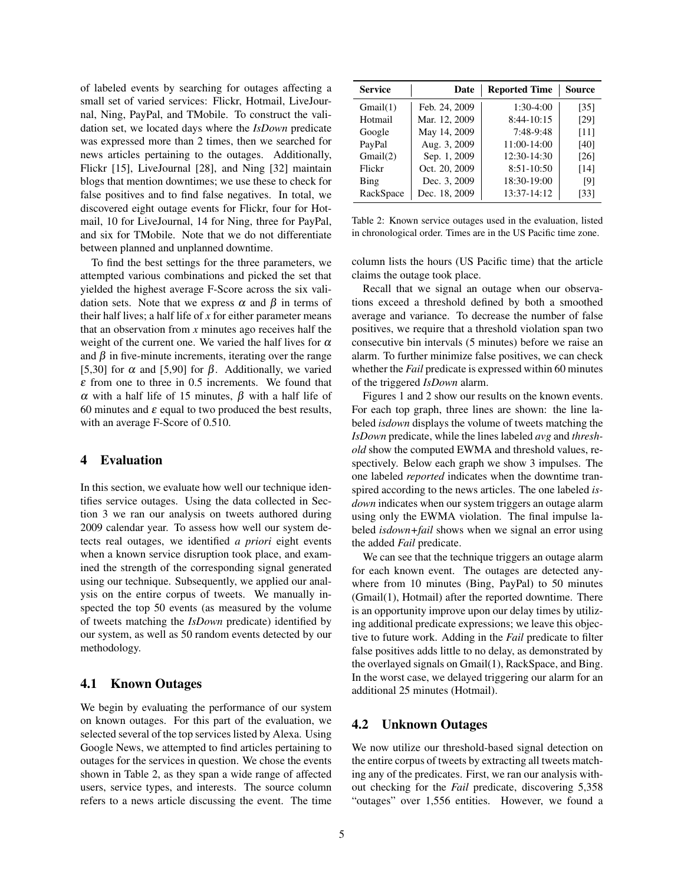of labeled events by searching for outages affecting a small set of varied services: Flickr, Hotmail, LiveJournal, Ning, PayPal, and TMobile. To construct the validation set, we located days where the *IsDown* predicate was expressed more than 2 times, then we searched for news articles pertaining to the outages. Additionally, Flickr [15], LiveJournal [28], and Ning [32] maintain blogs that mention downtimes; we use these to check for false positives and to find false negatives. In total, we discovered eight outage events for Flickr, four for Hotmail, 10 for LiveJournal, 14 for Ning, three for PayPal, and six for TMobile. Note that we do not differentiate between planned and unplanned downtime.

To find the best settings for the three parameters, we attempted various combinations and picked the set that yielded the highest average F-Score across the six validation sets. Note that we express $\alpha$ and $\beta$ in terms of their half lives; a half life of $x$ for either parameter means that an observation from $x$ minutes ago receives half the weight of the current one. We varied the half lives for $\alpha$ and $\beta$ in five-minute increments, iterating over the range [5,30] for $\alpha$ and [5,90] for $\beta$. Additionally, we varied $\varepsilon$ from one to three in 0.5 increments. We found that $\alpha$ with a half life of 15 minutes, $\beta$ with a half life of 60 minutes and $\varepsilon$ equal to two produced the best results, with an average F-Score of 0.510.

## 4 Evaluation

In this section, we evaluate how well our technique identifies service outages. Using the data collected in Section 3 we ran our analysis on tweets authored during 2009 calendar year. To assess how well our system detects real outages, we identified *a priori* eight events when a known service disruption took place, and examined the strength of the corresponding signal generated using our technique. Subsequently, we applied our analysis on the entire corpus of tweets. We manually inspected the top 50 events (as measured by the volume of tweets matching the *IsDown* predicate) identified by our system, as well as 50 random events detected by our methodology.

### 4.1 Known Outages

We begin by evaluating the performance of our system on known outages. For this part of the evaluation, we selected several of the top services listed by Alexa. Using Google News, we attempted to find articles pertaining to outages for the services in question. We chose the events shown in Table 2, as they span a wide range of affected users, service types, and interests. The source column refers to a news article discussing the event. The time column lists the hours (US Pacific time) that the article claims the outage took place.

| Service | Date | Reported Time | Source |
|---|---|---|---|
| Gmail(1) | Feb. 24, 2009 | 1:30-4:00 | [35] |
| Hotmail | Mar. 12, 2009 | 8:44-10:15 | [29] |
| Google | May 14, 2009 | 7:48-9:48 | [11] |
| PayPal | Aug. 3, 2009 | 11:00-14:00 | [40] |
| Gmail(2) | Sep. 1, 2009 | 12:30-14:30 | [26] |
| Flickr | Oct. 20, 2009 | 8:51-10:50 | [14] |
| Bing | Dec. 3, 2009 | 18:30-19:00 | [9] |
| RackSpace | Dec. 18, 2009 | 13:37-14:12 | [33] |

Table 2: Known service outages used in the evaluation, listed in chronological order. Times are in the US Pacific time zone.

Recall that we signal an outage when our observations exceed a threshold defined by both a smoothed average and variance. To decrease the number of false positives, we require that a threshold violation span two consecutive bin intervals (5 minutes) before we raise an alarm. To further minimize false positives, we can check whether the *Fail* predicate is expressed within 60 minutes of the triggered *IsDown* alarm.

Figures 1 and 2 show our results on the known events. For each top graph, three lines are shown: the line labeled *isdown* displays the volume of tweets matching the *IsDown* predicate, while the lines labeled *avg* and *threshold* show the computed EWMA and threshold values, respectively. Below each graph we show 3 impulses. The one labeled *reported* indicates when the downtime transpired according to the news articles. The one labeled *isdown* indicates when our system triggers an outage alarm using only the EWMA violation. The final impulse labeled *isdown+fail* shows when we signal an error using the added *Fail* predicate.

We can see that the technique triggers an outage alarm for each known event. The outages are detected anywhere from 10 minutes (Bing, PayPal) to 50 minutes (Gmail(1), Hotmail) after the reported downtime. There is an opportunity improve upon our delay times by utilizing additional predicate expressions; we leave this objective to future work. Adding in the *Fail* predicate to filter false positives adds little to no delay, as demonstrated by the overlayed signals on Gmail(1), RackSpace, and Bing. In the worst case, we delayed triggering our alarm for an additional 25 minutes (Hotmail).

### 4.2 Unknown Outages

We now utilize our threshold-based signal detection on the entire corpus of tweets by extracting all tweets matching any of the predicates. First, we ran our analysis without checking for the *Fail* predicate, discovering 5,358 "outages" over 1,556 entities. However, we found a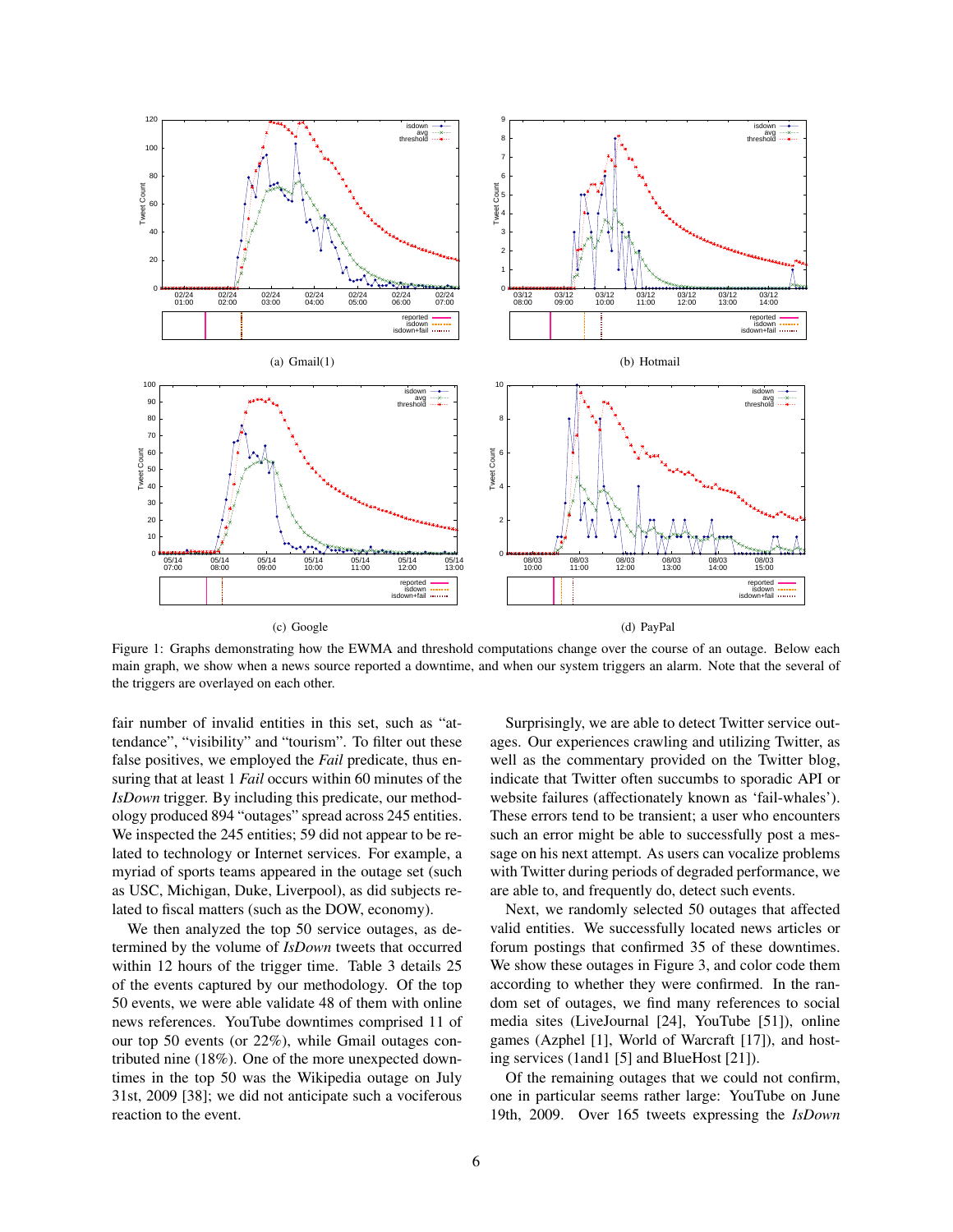120
100
80
60
40
20
0
Tweet Count
isdown
avg
threshold
02/24 01:00
02/24 02:00
02/24 03:00
02/24 04:00
02/24 05:00
02/24 06:00
02/24 07:00
reported
isdown
isdown+fail

(a) Gmail(1)

9
8
7
6
5
4
3
2
1
0
Tweet Count
isdown
avg
threshold
03/12 08:00
03/12 09:00
03/12 10:00
03/12 11:00
03/12 12:00
03/12 13:00
03/12 14:00
reported
isdown
isdown+fail

(b) Hotmail

100
90
80
70
60
50
40
30
20
10
0
Tweet Count
isdown
avg
threshold
05/14 07:00
05/14 08:00
05/14 09:00
05/14 10:00
05/14 11:00
05/14 12:00
05/14 13:00
reported
isdown
isdown+fail

(c) Google

10
8
6
4
2
0
Tweet Count
isdown
avg
threshold
08/03 10:00
08/03 11:00
08/03 12:00
08/03 13:00
08/03 14:00
08/03 15:00
reported
isdown
isdown+fail

(d) PayPal

Figure 1: Graphs demonstrating how the EWMA and threshold computations change over the course of an outage. Below each main graph, we show when a news source reported a downtime, and when our system triggers an alarm. Note that the several of the triggers are overlayed on each other.

fair number of invalid entities in this set, such as "attendance", "visibility" and "tourism". To filter out these false positives, we employed the *Fail* predicate, thus ensuring that at least 1 *Fail* occurs within 60 minutes of the *IsDown* trigger. By including this predicate, our methodology produced 894 "outages" spread across 245 entities. We inspected the 245 entities; 59 did not appear to be related to technology or Internet services. For example, a myriad of sports teams appeared in the outage set (such as USC, Michigan, Duke, Liverpool), as did subjects related to fiscal matters (such as the DOW, economy).

We then analyzed the top 50 service outages, as determined by the volume of *IsDown* tweets that occurred within 12 hours of the trigger time. Table 3 details 25 of the events captured by our methodology. Of the top 50 events, we were able validate 48 of them with online news references. YouTube downtimes comprised 11 of our top 50 events (or 22%), while Gmail outages contributed nine (18%). One of the more unexpected downtimes in the top 50 was the Wikipedia outage on July 31st, 2009 [38]; we did not anticipate such a vociferous reaction to the event.

Surprisingly, we are able to detect Twitter service outages. Our experiences crawling and utilizing Twitter, as well as the commentary provided on the Twitter blog, indicate that Twitter often succumbs to sporadic API or website failures (affectionately known as 'fail-whales'). These errors tend to be transient; a user who encounters such an error might be able to successfully post a message on his next attempt. As users can vocalize problems with Twitter during periods of degraded performance, we are able to, and frequently do, detect such events.

Next, we randomly selected 50 outages that affected valid entities. We successfully located news articles or forum postings that confirmed 35 of these downtimes. We show these outages in Figure 3, and color code them according to whether they were confirmed. In the random set of outages, we find many references to social media sites (LiveJournal [24], YouTube [51]), online games (Azphel [1], World of Warcraft [17]), and hosting services (1and1 [5] and BlueHost [21]).

Of the remaining outages that we could not confirm, one in particular seems rather large: YouTube on June 19th, 2009. Over 165 tweets expressing the *IsDown*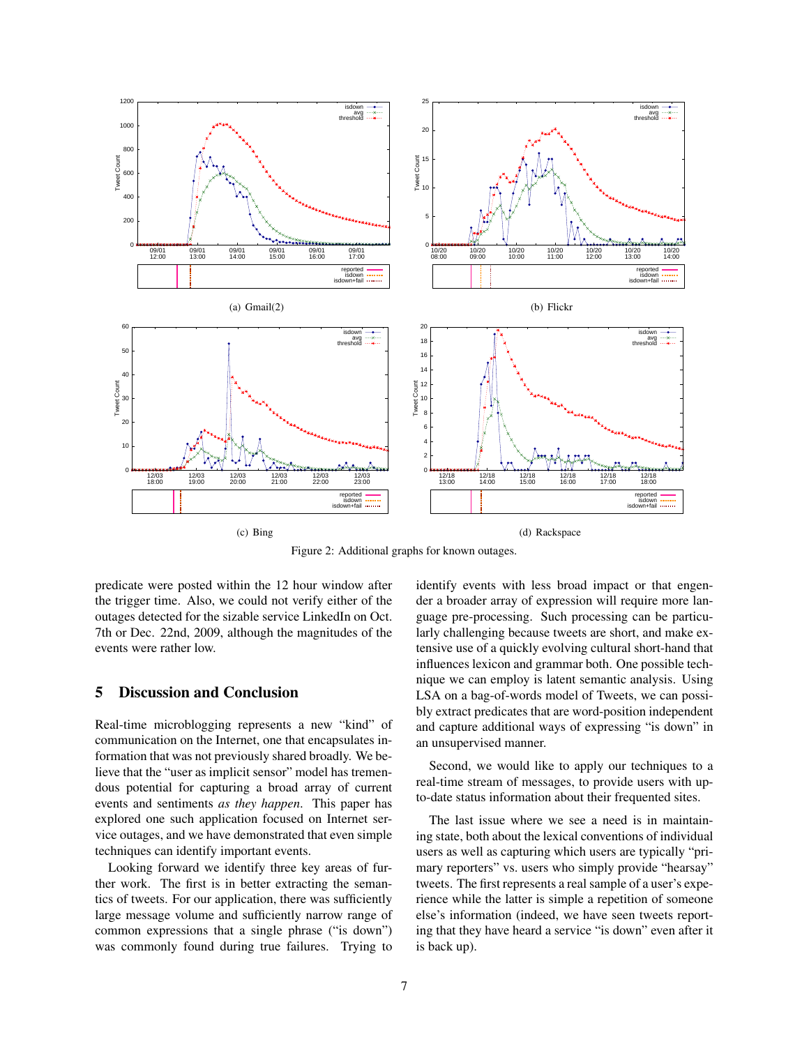(a) Gmail(2)

(b) Flickr

(c) Bing

(d) Rackspace

Figure 2: Additional graphs for known outages.

predicate were posted within the 12 hour window after the trigger time. Also, we could not verify either of the outages detected for the sizable service LinkedIn on Oct. 7th or Dec. 22nd, 2009, although the magnitudes of the events were rather low.

## 5 Discussion and Conclusion

Real-time microblogging represents a new "kind" of communication on the Internet, one that encapsulates information that was not previously shared broadly. We believe that the "user as implicit sensor" model has tremendous potential for capturing a broad array of current events and sentiments *as they happen*. This paper has explored one such application focused on Internet service outages, and we have demonstrated that even simple techniques can identify important events.

Looking forward we identify three key areas of further work. The first is in better extracting the semantics of tweets. For our application, there was sufficiently large message volume and sufficiently narrow range of common expressions that a single phrase ("is down") was commonly found during true failures. Trying to identify events with less broad impact or that engender a broader array of expression will require more language pre-processing. Such processing can be particularly challenging because tweets are short, and make extensive use of a quickly evolving cultural short-hand that influences lexicon and grammar both. One possible technique we can employ is latent semantic analysis. Using LSA on a bag-of-words model of Tweets, we can possibly extract predicates that are word-position independent and capture additional ways of expressing "is down" in an unsupervised manner.

Second, we would like to apply our techniques to a real-time stream of messages, to provide users with up-to-date status information about their frequented sites.

The last issue where we see a need is in maintaining state, both about the lexical conventions of individual users as well as capturing which users are typically "primary reporters" vs. users who simply provide "hearsay" tweets. The first represents a real sample of a user's experience while the latter is simple a repetition of someone else's information (indeed, we have seen tweets reporting that they have heard a service "is down" even after it is back up).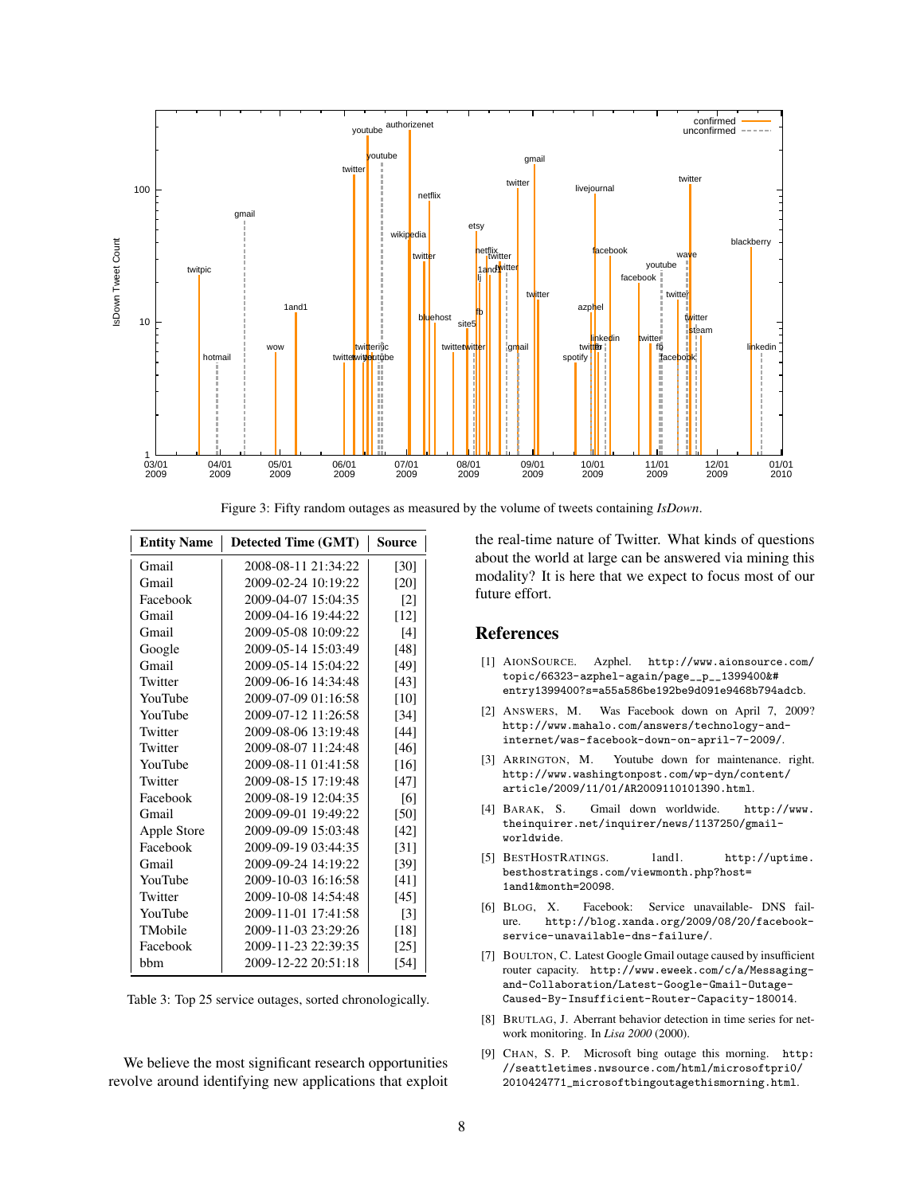confirmed
unconfirmed

IsDown Tweet Count

1
10
100

03/01 2009
04/01 2009
05/01 2009
06/01 2009
07/01 2009
08/01 2009
09/01 2009
10/01 2009
11/01 2009
12/01 2009
01/01 2010

twitpic hotmail gmail wow 1and1 twitter twitter youtube twitter youtube twitterific youtube authorizenet wikipedia twitter netflix bluehost twitter twitter site5 etsy fb netflix 1and1 lj twitter twitter gmail twitter twitter gmail spotify azphel twitter fb linkedin livejournal facebook facebook twitter fb youtube facebook twitter wave twitter twitter steam blackberry linkedin

Figure 3: Fifty random outages as measured by the volume of tweets containing *IsDown*.

| Entity Name | Detected Time (GMT) | Source |
|---|---|---|
| Gmail | 2008-08-11 21:34:22 | [30] |
| Gmail | 2009-02-24 10:19:22 | [20] |
| Facebook | 2009-04-07 15:04:35 | [2] |
| Gmail | 2009-04-16 19:44:22 | [12] |
| Gmail | 2009-05-08 10:09:22 | [4] |
| Google | 2009-05-14 15:03:49 | [48] |
| Gmail | 2009-05-14 15:04:22 | [49] |
| Twitter | 2009-06-16 14:34:48 | [43] |
| YouTube | 2009-07-09 01:16:58 | [10] |
| YouTube | 2009-07-12 11:26:58 | [34] |
| Twitter | 2009-08-06 13:19:48 | [44] |
| Twitter | 2009-08-07 11:24:48 | [46] |
| YouTube | 2009-08-11 01:41:58 | [16] |
| Twitter | 2009-08-15 17:19:48 | [47] |
| Facebook | 2009-08-19 12:04:35 | [6] |
| Gmail | 2009-09-01 19:49:22 | [50] |
| Apple Store | 2009-09-09 15:03:48 | [42] |
| Facebook | 2009-09-19 03:44:35 | [31] |
| Gmail | 2009-09-24 14:19:22 | [39] |
| YouTube | 2009-10-03 16:16:58 | [41] |
| Twitter | 2009-10-08 14:54:48 | [45] |
| YouTube | 2009-11-01 17:41:58 | [3] |
| TMobile | 2009-11-03 23:29:26 | [18] |
| Facebook | 2009-11-23 22:39:35 | [25] |
| bbm | 2009-12-22 20:51:18 | [54] |

Table 3: Top 25 service outages, sorted chronologically.

We believe the most significant research opportunities revolve around identifying new applications that exploit the real-time nature of Twitter. What kinds of questions about the world at large can be answered via mining this modality? It is here that we expect to focus most of our future effort.

## References

[1] AIONSOURCE. Azphel. http://www.aionsource.com/topic/66323-azphel-again/page__p__1399400&#entry1399400?s=a55a586be192be9d091e9468b794adcb.

[2] ANSWERS, M. Was Facebook down on April 7, 2009? http://www.mahalo.com/answers/technology-and-internet/was-facebook-down-on-april-7-2009/.

[3] ARRINGTON, M. Youtube down for maintenance. right. http://www.washingtonpost.com/wp-dyn/content/article/2009/11/01/AR2009110101390.html.

[4] BARAK, S. Gmail down worldwide. http://www.theinquirer.net/inquirer/news/1137250/gmail-worldwide.

[5] BESTHOSTRATINGS. 1and1. http://uptime.besthostratings.com/viewmonth.php?host=1and1&month=20098.

[6] BLOG, X. Facebook: Service unavailable- DNS failure. http://blog.xanda.org/2009/08/20/facebook-service-unavailable-dns-failure/.

[7] BOULTON, C. Latest Google Gmail outage caused by insufficient router capacity. http://www.eweek.com/c/a/Messaging-and-Collaboration/Latest-Google-Gmail-Outage-Caused-By-Insufficient-Router-Capacity-180014.

[8] BRUTLAG, J. Aberrant behavior detection in time series for network monitoring. In *Lisa 2000* (2000).

[9] CHAN, S. P. Microsoft bing outage this morning. http://seattletimes.nwsource.com/html/microsoftpri0/2010424771_microsoftbingoutagethismorning.html.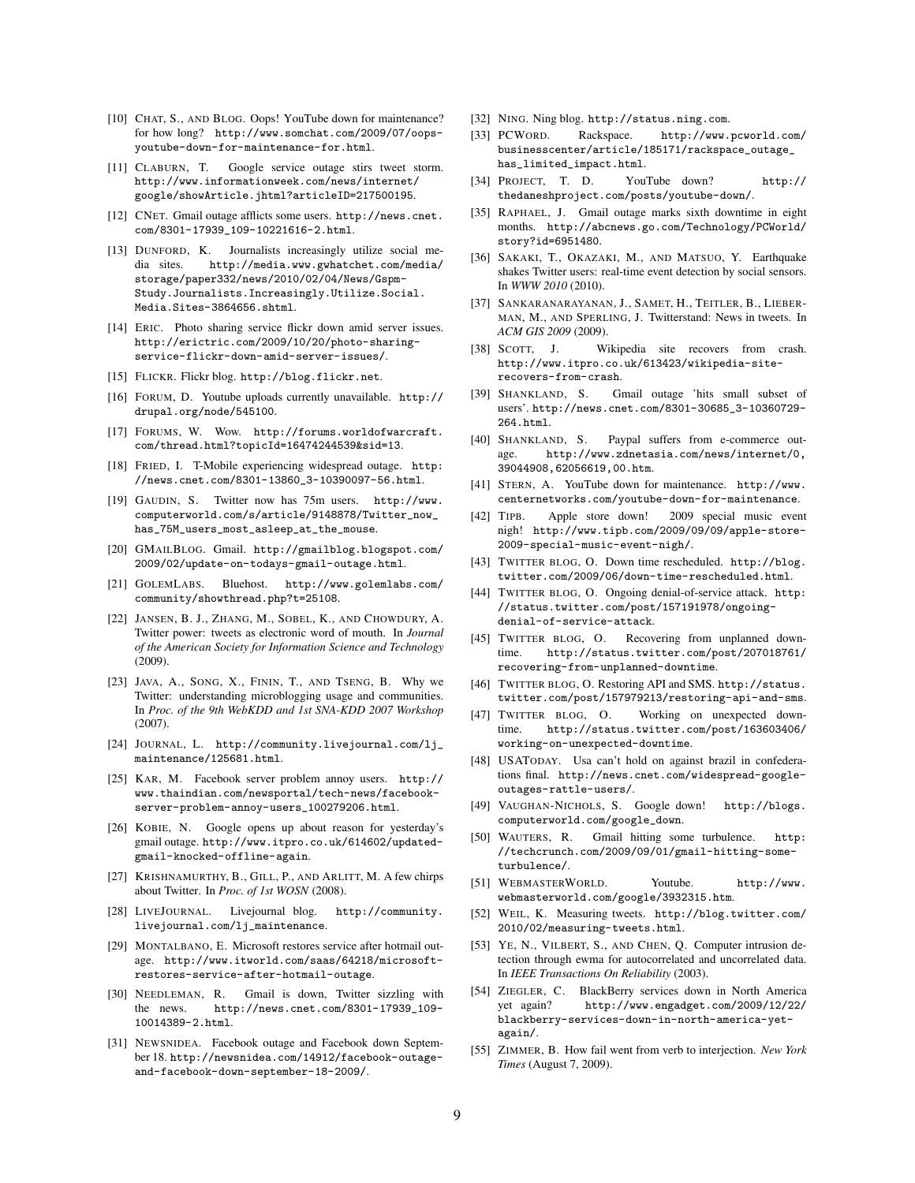[10] CHAT, S., AND BLOG. Oops! YouTube down for maintenance? for how long? http://www.somchat.com/2009/07/oops-youtube-down-for-maintenance-for.html.

[11] CLABURN, T. Google service outage stirs tweet storm. http://www.informationweek.com/news/internet/google/showArticle.jhtml?articleID=217500195.

[12] CNET. Gmail outage afflicts some users. http://news.cnet.com/8301-17939_109-10221616-2.html.

[13] DUNFORD, K. Journalists increasingly utilize social media sites. http://media.www.gwhatchet.com/media/storage/paper332/news/2010/02/04/News/Gspm-Study.Journalists.Increasingly.Utilize.Social.Media.Sites-3864656.shtml.

[14] ERIC. Photo sharing service flickr down amid server issues. http://erictric.com/2009/10/20/photo-sharing-service-flickr-down-amid-server-issues/.

[15] FLICKR. Flickr blog. http://blog.flickr.net.

[16] FORUM, D. Youtube uploads currently unavailable. http://drupal.org/node/545100.

[17] FORUMS, W. Wow. http://forums.worldofwarcraft.com/thread.html?topicId=16474244539&sid=13.

[18] FRIED, I. T-Mobile experiencing widespread outage. http://news.cnet.com/8301-13860_3-10390097-56.html.

[19] GAUDIN, S. Twitter now has 75m users. http://www.computerworld.com/s/article/9148878/Twitter_now_has_75M_users_most_asleep_at_the_mouse.

[20] GMAILBLOG. Gmail. http://gmailblog.blogspot.com/2009/02/update-on-todays-gmail-outage.html.

[21] GOLEMLABS. Bluehost. http://www.golemlabs.com/community/showthread.php?t=25108.

[22] JANSEN, B. J., ZHANG, M., SOBEL, K., AND CHOWDURY, A. Twitter power: tweets as electronic word of mouth. In *Journal of the American Society for Information Science and Technology* (2009).

[23] JAVA, A., SONG, X., FININ, T., AND TSENG, B. Why we Twitter: understanding microblogging usage and communities. In *Proc. of the 9th WebKDD and 1st SNA-KDD 2007 Workshop* (2007).

[24] JOURNAL, L. http://community.livejournal.com/lj_maintenance/125681.html.

[25] KAR, M. Facebook server problem annoy users. http://www.thaindian.com/newsportal/tech-news/facebook-server-problem-annoy-users_100279206.html.

[26] KOBIE, N. Google opens up about reason for yesterday's gmail outage. http://www.itpro.co.uk/614602/updated-gmail-knocked-offline-again.

[27] KRISHNAMURTHY, B., GILL, P., AND ARLITT, M. A few chirps about Twitter. In *Proc. of 1st WOSN* (2008).

[28] LIVEJOURNAL. Livejournal blog. http://community.livejournal.com/lj_maintenance.

[29] MONTALBANO, E. Microsoft restores service after hotmail outage. http://www.itworld.com/saas/64218/microsoft-restores-service-after-hotmail-outage.

[30] NEEDLEMAN, R. Gmail is down, Twitter sizzling with the news. http://news.cnet.com/8301-17939_109-10014389-2.html.

[31] NEWSNIDEA. Facebook outage and Facebook down September 18. http://newsnidea.com/14912/facebook-outage-and-facebook-down-september-18-2009/.

[32] NING. Ning blog. http://status.ning.com.

[33] PCWORD. Rackspace. http://www.pcworld.com/businesscenter/article/185171/rackspace_outage_has_limited_impact.html.

[34] PROJECT, T. D. YouTube down? http://thedaneshproject.com/posts/youtube-down/.

[35] RAPHAEL, J. Gmail outage marks sixth downtime in eight months. http://abcnews.go.com/Technology/PCWorld/story?id=6951480.

[36] SAKAKI, T., OKAZAKI, M., AND MATSUO, Y. Earthquake shakes Twitter users: real-time event detection by social sensors. In *WWW 2010* (2010).

[37] SANKARANARAYANAN, J., SAMET, H., TEITLER, B., LIEBERMAN, M., AND SPERLING, J. Twitterstand: News in tweets. In *ACM GIS 2009* (2009).

[38] SCOTT, J. Wikipedia site recovers from crash. http://www.itpro.co.uk/613423/wikipedia-site-recovers-from-crash.

[39] SHANKLAND, S. Gmail outage 'hits small subset of users'. http://news.cnet.com/8301-30685_3-10360729-264.html.

[40] SHANKLAND, S. Paypal suffers from e-commerce outage. http://www.zdnetasia.com/news/internet/0,39044908,62056619,00.htm.

[41] STERN, A. YouTube down for maintenance. http://www.centernetworks.com/youtube-down-for-maintenance.

[42] TIPB. Apple store down! 2009 special music event nigh! http://www.tipb.com/2009/09/09/apple-store-2009-special-music-event-nigh/.

[43] TWITTER BLOG, O. Down time rescheduled. http://blog.twitter.com/2009/06/down-time-rescheduled.html.

[44] TWITTER BLOG, O. Ongoing denial-of-service attack. http://status.twitter.com/post/157191978/ongoing-denial-of-service-attack.

[45] TWITTER BLOG, O. Recovering from unplanned downtime. http://status.twitter.com/post/207018761/recovering-from-unplanned-downtime.

[46] TWITTER BLOG, O. Restoring API and SMS. http://status.twitter.com/post/157979213/restoring-api-and-sms.

[47] TWITTER BLOG, O. Working on unexpected downtime. http://status.twitter.com/post/163603406/working-on-unexpected-downtime.

[48] USATODAY. Usa can't hold on against brazil in confederations final. http://news.cnet.com/widespread-google-outages-rattle-users/.

[49] VAUGHAN-NICHOLS, S. Google down! http://blogs.computerworld.com/google_down.

[50] WAUTERS, R. Gmail hitting some turbulence. http://techcrunch.com/2009/09/01/gmail-hitting-some-turbulence/.

[51] WEBMASTERWORLD. Youtube. http://www.webmasterworld.com/google/3932315.htm.

[52] WEIL, K. Measuring tweets. http://blog.twitter.com/2010/02/measuring-tweets.html.

[53] YE, N., VILBERT, S., AND CHEN, Q. Computer intrusion detection through ewma for autocorrelated and uncorrelated data. In *IEEE Transactions On Reliability* (2003).

[54] ZIEGLER, C. BlackBerry services down in North America yet again? http://www.engadget.com/2009/12/22/blackberry-services-down-in-north-america-yet-again/.

[55] ZIMMER, B. How fail went from verb to interjection. *New York Times* (August 7, 2009).